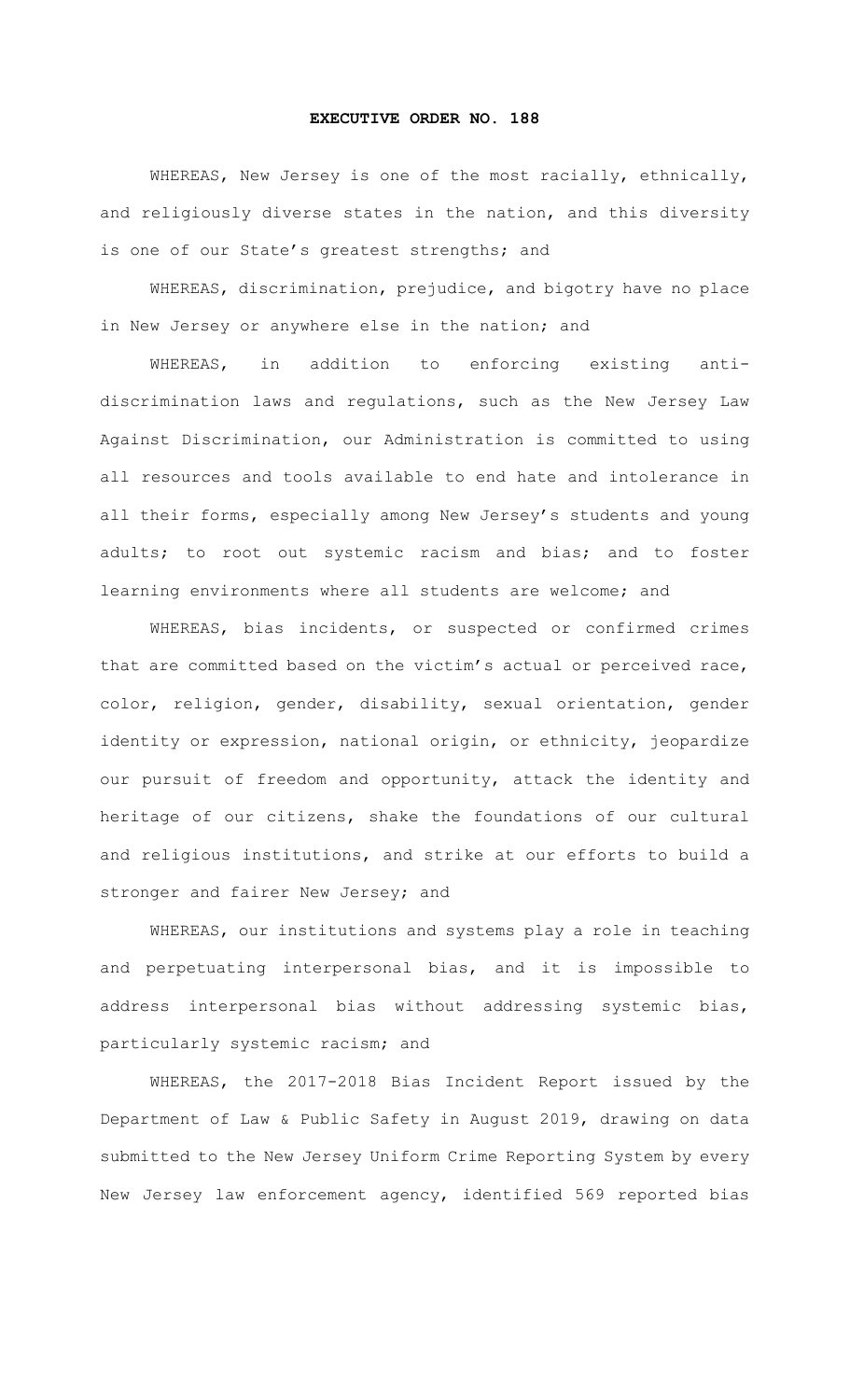# EXECUTIVE ORDER NO. 188

WHEREAS, New Jersey is one of the most racially, ethnically, and religiously diverse states in the nation, and this diversity is one of our State's greatest strengths; and

WHEREAS, discrimination, prejudice, and bigotry have no place in New Jersey or anywhere else in the nation; and

WHEREAS, in addition to enforcing existing anti-discrimination laws and regulations, such as the New Jersey Law Against Discrimination, our Administration is committed to using all resources and tools available to end hate and intolerance in all their forms, especially among New Jersey's students and young adults; to root out systemic racism and bias; and to foster learning environments where all students are welcome; and

WHEREAS, bias incidents, or suspected or confirmed crimes that are committed based on the victim's actual or perceived race, color, religion, gender, disability, sexual orientation, gender identity or expression, national origin, or ethnicity, jeopardize our pursuit of freedom and opportunity, attack the identity and heritage of our citizens, shake the foundations of our cultural and religious institutions, and strike at our efforts to build a stronger and fairer New Jersey; and

WHEREAS, our institutions and systems play a role in teaching and perpetuating interpersonal bias, and it is impossible to address interpersonal bias without addressing systemic bias, particularly systemic racism; and

WHEREAS, the 2017-2018 Bias Incident Report issued by the Department of Law & Public Safety in August 2019, drawing on data submitted to the New Jersey Uniform Crime Reporting System by every New Jersey law enforcement agency, identified 569 reported bias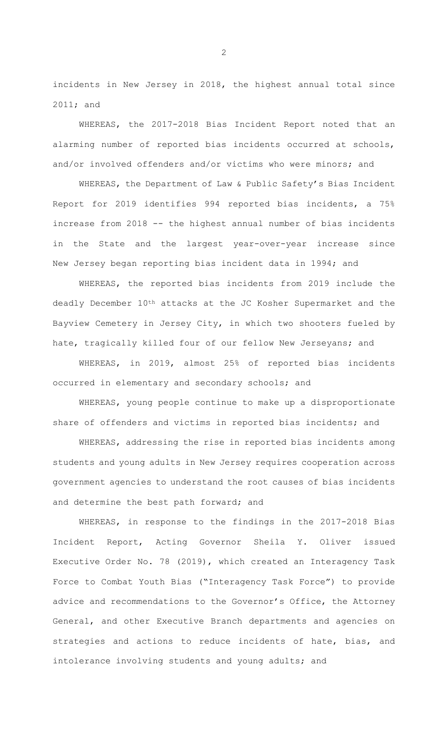incidents in New Jersey in 2018, the highest annual total since 2011; and

WHEREAS, the 2017-2018 Bias Incident Report noted that an alarming number of reported bias incidents occurred at schools, and/or involved offenders and/or victims who were minors; and

WHEREAS, the Department of Law & Public Safety's Bias Incident Report for 2019 identifies 994 reported bias incidents, a 75% increase from 2018 -- the highest annual number of bias incidents in the State and the largest year-over-year increase since New Jersey began reporting bias incident data in 1994; and

WHEREAS, the reported bias incidents from 2019 include the deadly December 10th attacks at the JC Kosher Supermarket and the Bayview Cemetery in Jersey City, in which two shooters fueled by hate, tragically killed four of our fellow New Jerseyans; and

WHEREAS, in 2019, almost 25% of reported bias incidents occurred in elementary and secondary schools; and

WHEREAS, young people continue to make up a disproportionate share of offenders and victims in reported bias incidents; and

WHEREAS, addressing the rise in reported bias incidents among students and young adults in New Jersey requires cooperation across government agencies to understand the root causes of bias incidents and determine the best path forward; and

WHEREAS, in response to the findings in the 2017-2018 Bias Incident Report, Acting Governor Sheila Y. Oliver issued Executive Order No. 78 (2019), which created an Interagency Task Force to Combat Youth Bias ("Interagency Task Force") to provide advice and recommendations to the Governor's Office, the Attorney General, and other Executive Branch departments and agencies on strategies and actions to reduce incidents of hate, bias, and intolerance involving students and young adults; and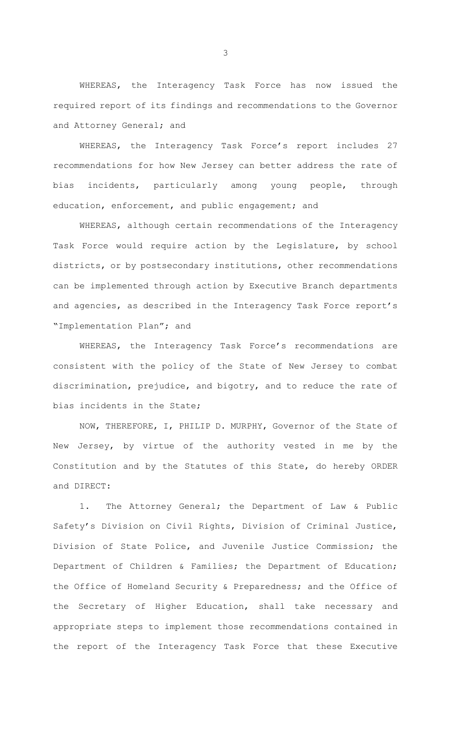WHEREAS, the Interagency Task Force has now issued the required report of its findings and recommendations to the Governor and Attorney General; and

WHEREAS, the Interagency Task Force's report includes 27 recommendations for how New Jersey can better address the rate of bias incidents, particularly among young people, through education, enforcement, and public engagement; and

WHEREAS, although certain recommendations of the Interagency Task Force would require action by the Legislature, by school districts, or by postsecondary institutions, other recommendations can be implemented through action by Executive Branch departments and agencies, as described in the Interagency Task Force report's "Implementation Plan"; and

WHEREAS, the Interagency Task Force's recommendations are consistent with the policy of the State of New Jersey to combat discrimination, prejudice, and bigotry, and to reduce the rate of bias incidents in the State;

NOW, THEREFORE, I, PHILIP D. MURPHY, Governor of the State of New Jersey, by virtue of the authority vested in me by the Constitution and by the Statutes of this State, do hereby ORDER and DIRECT:

1. The Attorney General; the Department of Law & Public Safety's Division on Civil Rights, Division of Criminal Justice, Division of State Police, and Juvenile Justice Commission; the Department of Children & Families; the Department of Education; the Office of Homeland Security & Preparedness; and the Office of the Secretary of Higher Education, shall take necessary and appropriate steps to implement those recommendations contained in the report of the Interagency Task Force that these Executive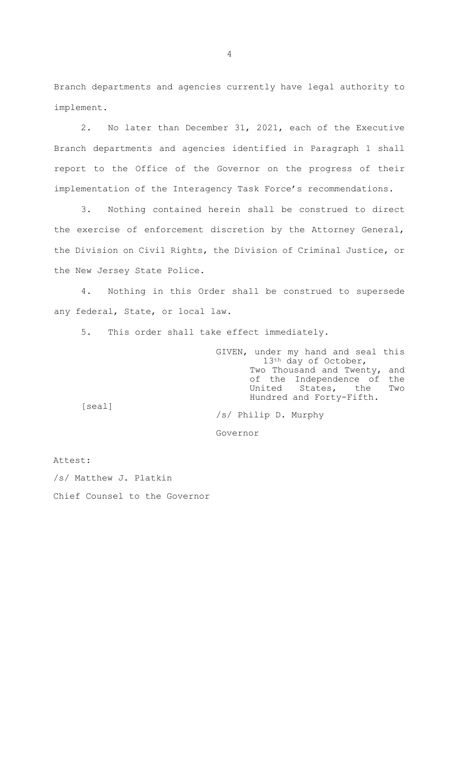Branch departments and agencies currently have legal authority to implement.

2. No later than December 31, 2021, each of the Executive Branch departments and agencies identified in Paragraph 1 shall report to the Office of the Governor on the progress of their implementation of the Interagency Task Force's recommendations.

3. Nothing contained herein shall be construed to direct the exercise of enforcement discretion by the Attorney General, the Division on Civil Rights, the Division of Criminal Justice, or the New Jersey State Police.

4. Nothing in this Order shall be construed to supersede any federal, State, or local law.

5. This order shall take effect immediately.

GIVEN, under my hand and seal this 13th day of October, Two Thousand and Twenty, and of the Independence of the United States, the Two Hundred and Forty-Fifth.

[seal]

/s/ Philip D. Murphy

Governor

Attest:

/s/ Matthew J. Platkin

Chief Counsel to the Governor